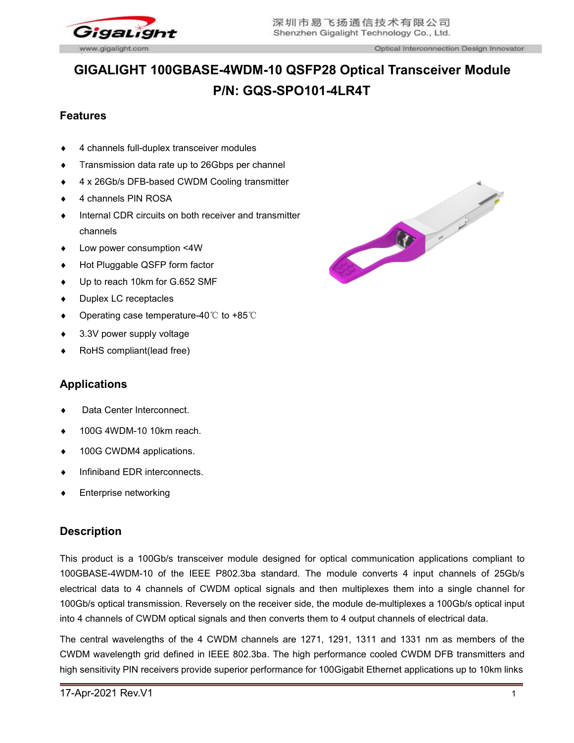# GIGALIGHT 100GBASE-4WDM-10 QSFP28 Optical Transceiver Module P/N: GQS-SPO101-4LR4T

## Features

- 4 channels full-duplex transceiver modules
- Transmission data rate up to 26Gbps per channel
- 4 x 26Gb/s DFB-based CWDM Cooling transmitter
- 4 channels PIN ROSA
- Internal CDR circuits on both receiver and transmitter channels
- Low power consumption <4W
- Hot Pluggable QSFP form factor
- Up to reach 10km for G.652 SMF
- Duplex LC receptacles
- Operating case temperature-40℃ to +85℃
- 3.3V power supply voltage
- RoHS compliant(lead free)

## Applications

- Data Center Interconnect.
- 100G 4WDM-10 10km reach.
- 100G CWDM4 applications.
- Infiniband EDR interconnects.
- Enterprise networking

## Description

This product is a 100Gb/s transceiver module designed for optical communication applications compliant to 100GBASE-4WDM-10 of the IEEE P802.3ba standard. The module converts 4 input channels of 25Gb/s electrical data to 4 channels of CWDM optical signals and then multiplexes them into a single channel for 100Gb/s optical transmission. Reversely on the receiver side, the module de-multiplexes a 100Gb/s optical input into 4 channels of CWDM optical signals and then converts them to 4 output channels of electrical data.

The central wavelengths of the 4 CWDM channels are 1271, 1291, 1311 and 1331 nm as members of the CWDM wavelength grid defined in IEEE 802.3ba. The high performance cooled CWDM DFB transmitters and high sensitivity PIN receivers provide superior performance for 100Gigabit Ethernet applications up to 10km links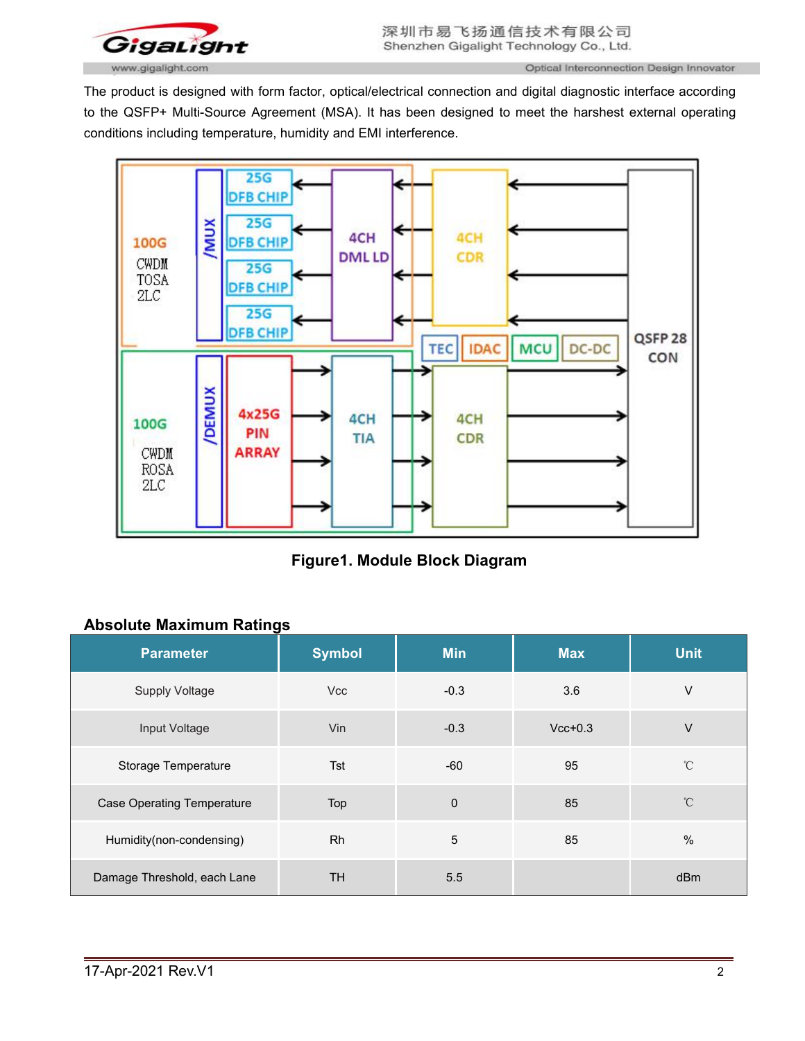The product is designed with form factor, optical/electrical connection and digital diagnostic interface according to the QSFP+ Multi-Source Agreement (MSA). It has been designed to meet the harshest external operating conditions including temperature, humidity and EMI interference.

**Figure1. Module Block Diagram**

### Absolute Maximum Ratings

| Parameter | Symbol | Min | Max | Unit |
|---|---|---|---|---|
| Supply Voltage | Vcc | -0.3 | 3.6 | V |
| Input Voltage | Vin | -0.3 | Vcc+0.3 | V |
| Storage Temperature | Tst | -60 | 95 | ℃ |
| Case Operating Temperature | Top | 0 | 85 | ℃ |
| Humidity(non-condensing) | Rh | 5 | 85 | % |
| Damage Threshold, each Lane | TH | 5.5 | | dBm |

17-Apr-2021 Rev.V1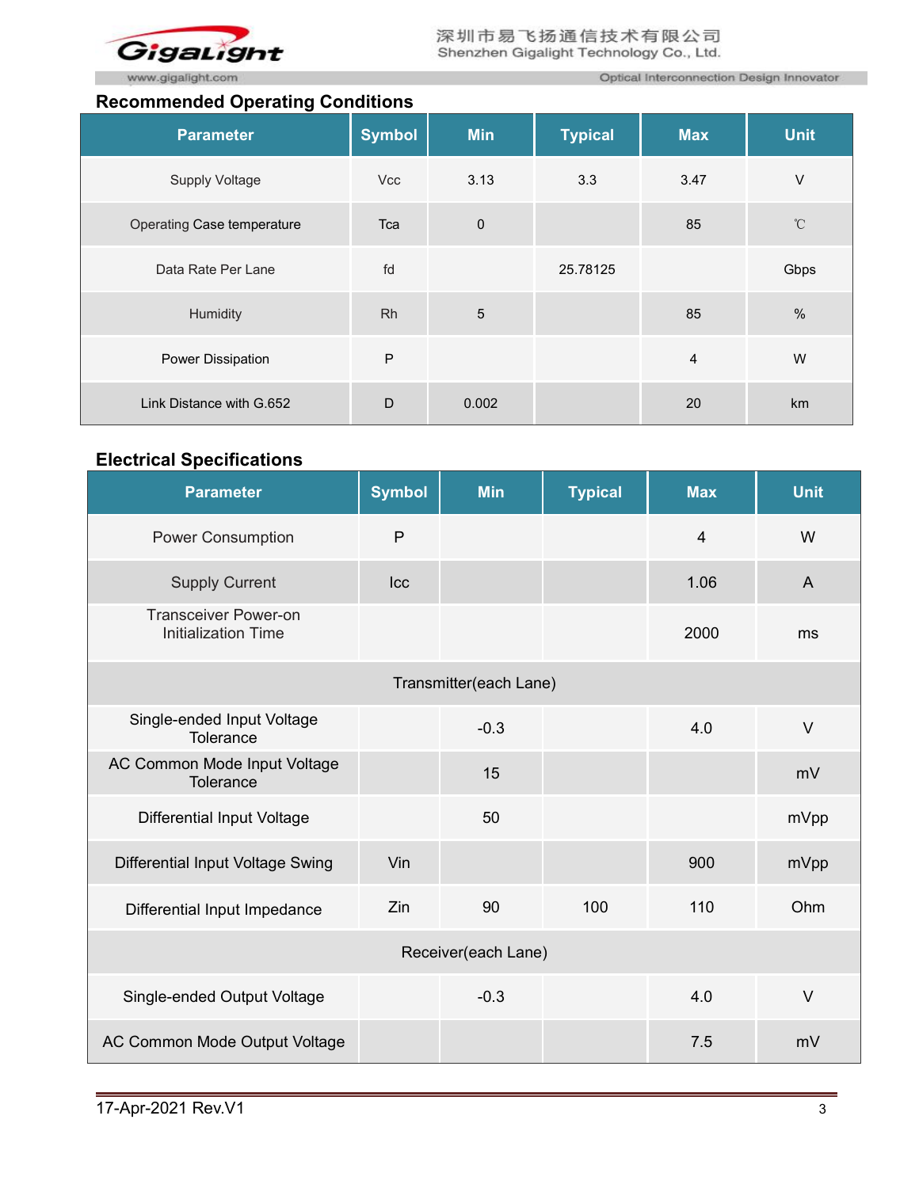## Recommended Operating Conditions

| Parameter | Symbol | Min | Typical | Max | Unit |
|---|---|---|---|---|---|
| Supply Voltage | Vcc | 3.13 | 3.3 | 3.47 | V |
| Operating Case temperature | Tca | 0 | | 85 | ℃ |
| Data Rate Per Lane | fd | | 25.78125 | | Gbps |
| Humidity | Rh | 5 | | 85 | % |
| Power Dissipation | P | | | 4 | W |
| Link Distance with G.652 | D | 0.002 | | 20 | km |

## Electrical Specifications

| Parameter | Symbol | Min | Typical | Max | Unit |
|---|---|---|---|---|---|
| Power Consumption | P | | | 4 | W |
| Supply Current | Icc | | | 1.06 | A |
| Transceiver Power-on Initialization Time | | | | 2000 | ms |
| Transmitter(each Lane) | | | | | |
| Single-ended Input Voltage Tolerance | | -0.3 | | 4.0 | V |
| AC Common Mode Input Voltage Tolerance | | 15 | | | mV |
| Differential Input Voltage | | 50 | | | mVpp |
| Differential Input Voltage Swing | Vin | | | 900 | mVpp |
| Differential Input Impedance | Zin | 90 | 100 | 110 | Ohm |
| Receiver(each Lane) | | | | | |
| Single-ended Output Voltage | | -0.3 | | 4.0 | V |
| AC Common Mode Output Voltage | | | | 7.5 | mV |

17-Apr-2021 Rev.V1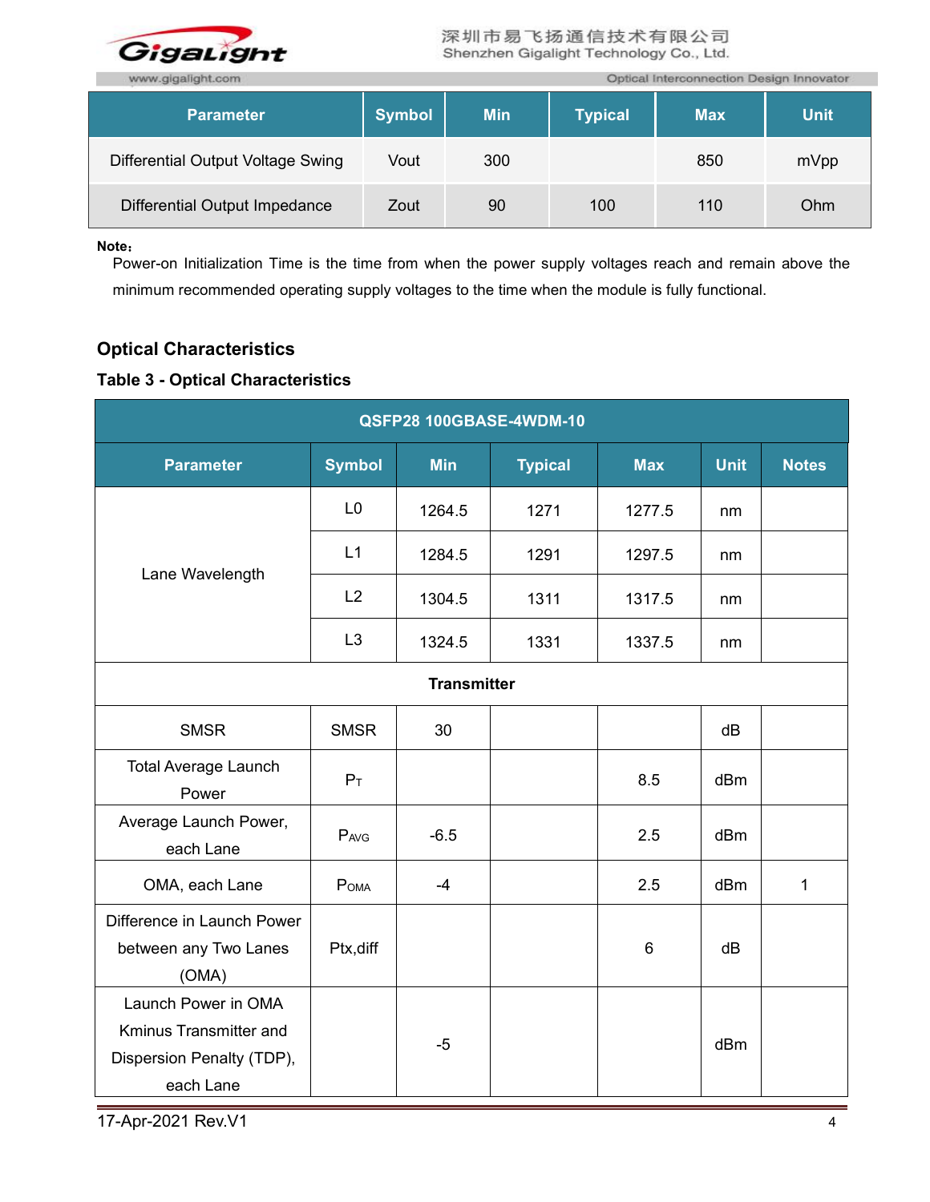| Parameter | Symbol | Min | Typical | Max | Unit |
|---|---|---|---|---|---|
| Differential Output Voltage Swing | Vout | 300 | | 850 | mVpp |
| Differential Output Impedance | Zout | 90 | 100 | 110 | Ohm |

**Note:**

Power-on Initialization Time is the time from when the power supply voltages reach and remain above the minimum recommended operating supply voltages to the time when the module is fully functional.

## Optical Characteristics

### Table 3 - Optical Characteristics

| QSFP28 100GBASE-4WDM-10 | | | | | | |
|---|---|---|---|---|---|---|
| **Parameter** | **Symbol** | **Min** | **Typical** | **Max** | **Unit** | **Notes** |
| Lane Wavelength | L0 | 1264.5 | 1271 | 1277.5 | nm | |
| | L1 | 1284.5 | 1291 | 1297.5 | nm | |
| | L2 | 1304.5 | 1311 | 1317.5 | nm | |
| | L3 | 1324.5 | 1331 | 1337.5 | nm | |
| **Transmitter** | | | | | | |
| SMSR | SMSR | 30 | | | dB | |
| Total Average Launch Power | $P_T$ | | | 8.5 | dBm | |
| Average Launch Power, each Lane | $P_{AVG}$ | -6.5 | | 2.5 | dBm | |
| OMA, each Lane | $P_{OMA}$ | -4 | | 2.5 | dBm | 1 |
| Difference in Launch Power between any Two Lanes (OMA) | Ptx,diff | | | 6 | dB | |
| Launch Power in OMA Kminus Transmitter and Dispersion Penalty (TDP), each Lane | | -5 | | | dBm | |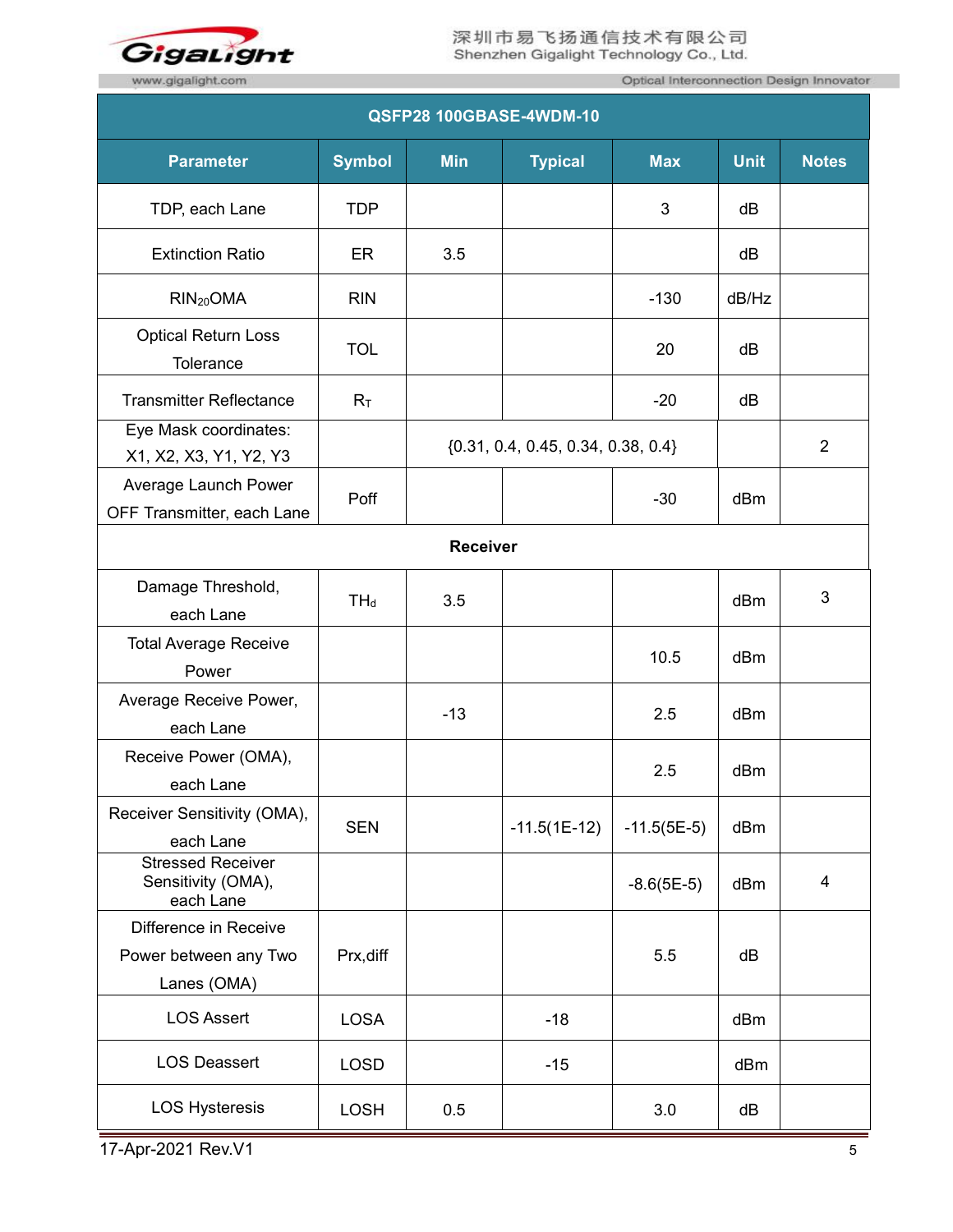| QSFP28 100GBASE-4WDM-10 | | | | | | |
|---|---|---|---|---|---|---|
| **Parameter** | **Symbol** | **Min** | **Typical** | **Max** | **Unit** | **Notes** |
| TDP, each Lane | TDP | | | 3 | dB | |
| Extinction Ratio | ER | 3.5 | | | dB | |
| $RIN_{20}OMA$ | RIN | | | -130 | dB/Hz | |
| Optical Return Loss Tolerance | TOL | | | 20 | dB | |
| Transmitter Reflectance | $R_T$ | | | -20 | dB | |
| Eye Mask coordinates: X1, X2, X3, Y1, Y2, Y3 | | {0.31, 0.4, 0.45, 0.34, 0.38, 0.4} | | | | 2 |
| Average Launch Power OFF Transmitter, each Lane | Poff | | | -30 | dBm | |
| **Receiver** | | | | | | |
| Damage Threshold, each Lane | $TH_d$ | 3.5 | | | dBm | 3 |
| Total Average Receive Power | | | | 10.5 | dBm | |
| Average Receive Power, each Lane | | -13 | | 2.5 | dBm | |
| Receive Power (OMA), each Lane | | | | 2.5 | dBm | |
| Receiver Sensitivity (OMA), each Lane | SEN | | -11.5(1E-12) | -11.5(5E-5) | dBm | |
| Stressed Receiver Sensitivity (OMA), each Lane | | | | -8.6(5E-5) | dBm | 4 |
| Difference in Receive Power between any Two Lanes (OMA) | Prx,diff | | | 5.5 | dB | |
| LOS Assert | LOSA | | -18 | | dBm | |
| LOS Deassert | LOSD | | -15 | | dBm | |
| LOS Hysteresis | LOSH | 0.5 | | 3.0 | dB | |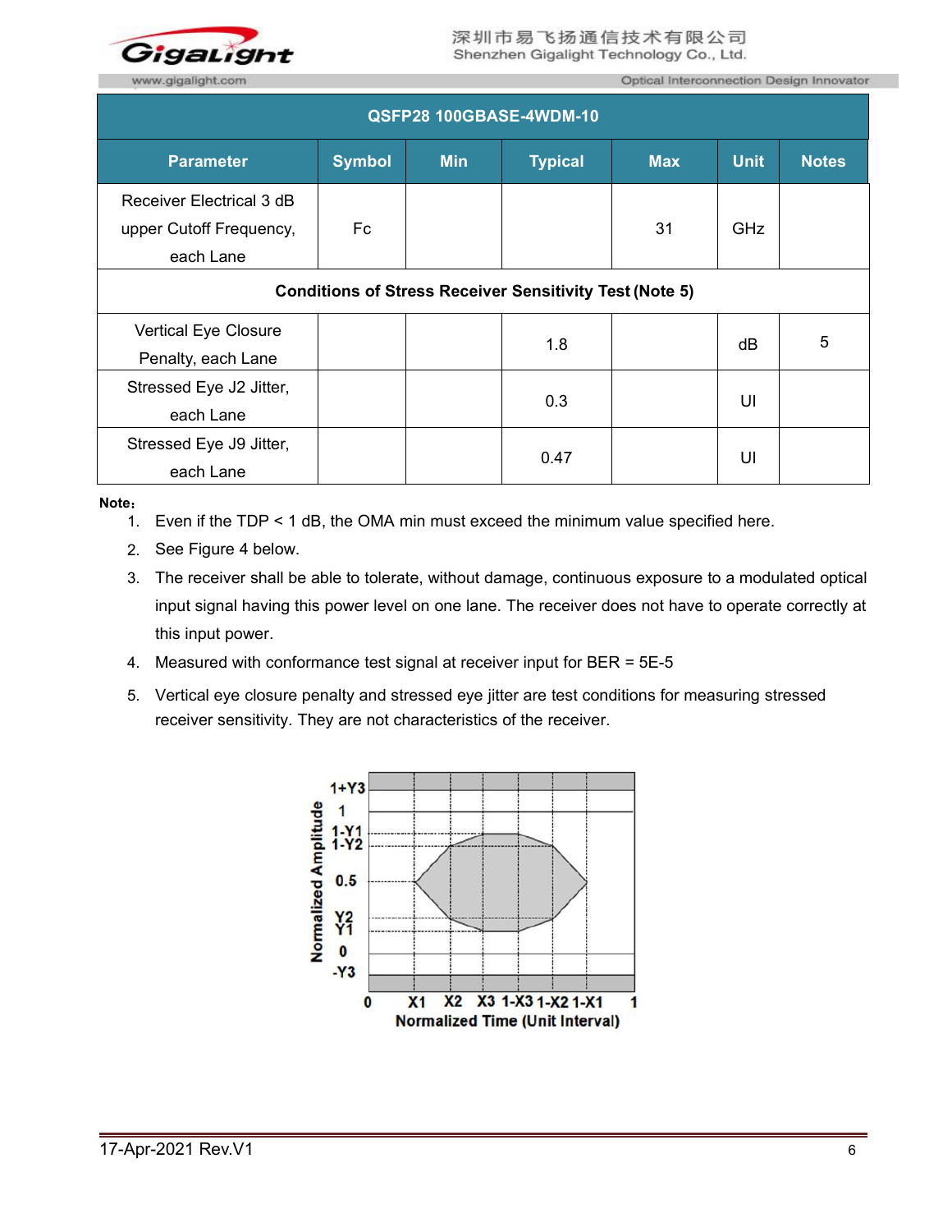| QSFP28 100GBASE-4WDM-10 | | | | | | |
|---|---|---|---|---|---|---|
| **Parameter** | **Symbol** | **Min** | **Typical** | **Max** | **Unit** | **Notes** |
| Receiver Electrical 3 dB upper Cutoff Frequency, each Lane | Fc | | | 31 | GHz | |
| **Conditions of Stress Receiver Sensitivity Test (Note 5)** | | | | | | |
| Vertical Eye Closure Penalty, each Lane | | | 1.8 | | dB | 5 |
| Stressed Eye J2 Jitter, each Lane | | | 0.3 | | UI | |
| Stressed Eye J9 Jitter, each Lane | | | 0.47 | | UI | |

**Note：**

1. Even if the TDP < 1 dB, the OMA min must exceed the minimum value specified here.
2. See Figure 4 below.
3. The receiver shall be able to tolerate, without damage, continuous exposure to a modulated optical input signal having this power level on one lane. The receiver does not have to operate correctly at this input power.
4. Measured with conformance test signal at receiver input for BER = 5E-5
5. Vertical eye closure penalty and stressed eye jitter are test conditions for measuring stressed receiver sensitivity. They are not characteristics of the receiver.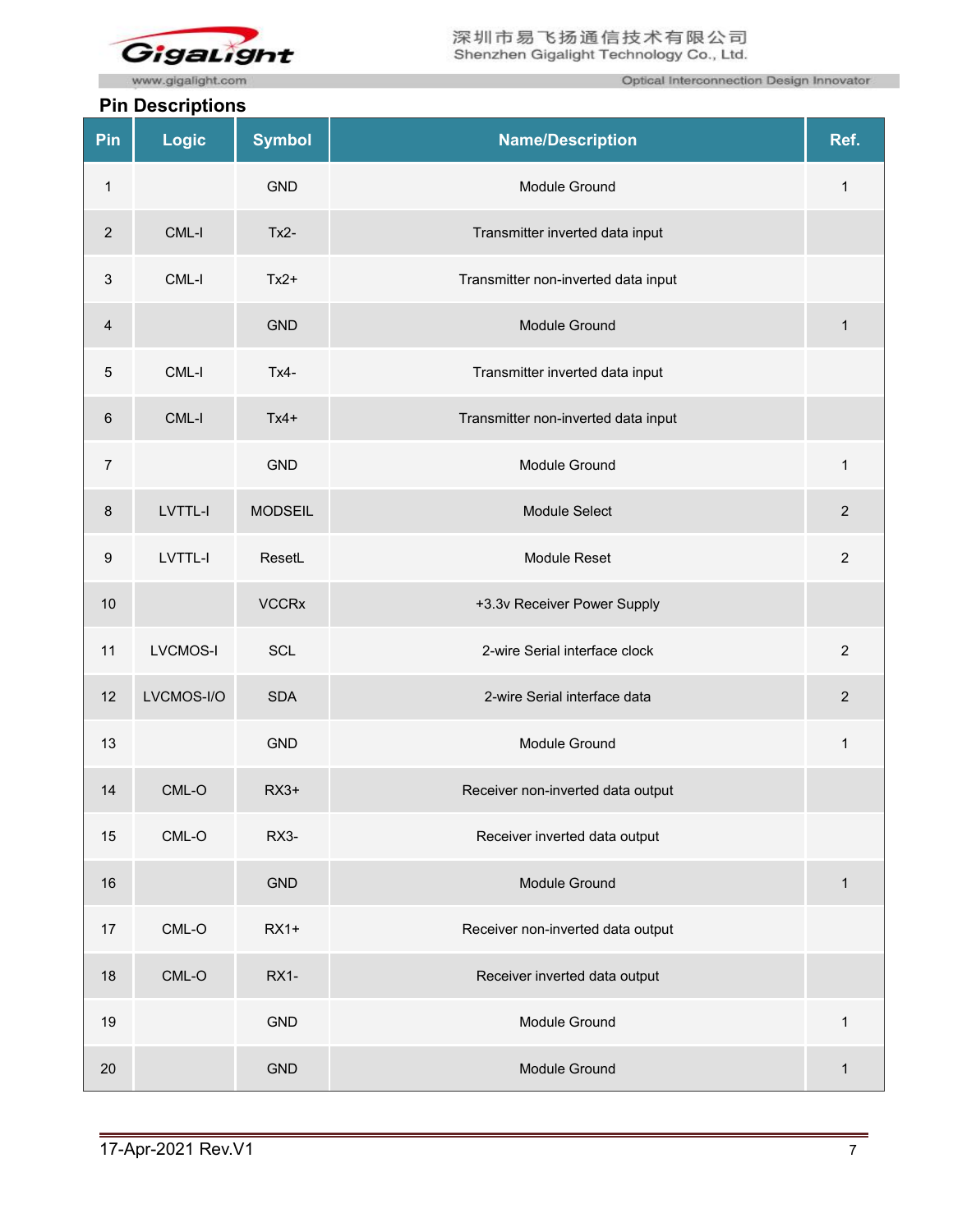## Pin Descriptions

| Pin | Logic | Symbol | Name/Description | Ref. |
|---|---|---|---|---|
| 1 | | GND | Module Ground | 1 |
| 2 | CML-I | Tx2- | Transmitter inverted data input | |
| 3 | CML-I | Tx2+ | Transmitter non-inverted data input | |
| 4 | | GND | Module Ground | 1 |
| 5 | CML-I | Tx4- | Transmitter inverted data input | |
| 6 | CML-I | Tx4+ | Transmitter non-inverted data input | |
| 7 | | GND | Module Ground | 1 |
| 8 | LVTTL-I | MODSEIL | Module Select | 2 |
| 9 | LVTTL-I | ResetL | Module Reset | 2 |
| 10 | | VCCRx | +3.3v Receiver Power Supply | |
| 11 | LVCMOS-I | SCL | 2-wire Serial interface clock | 2 |
| 12 | LVCMOS-I/O | SDA | 2-wire Serial interface data | 2 |
| 13 | | GND | Module Ground | 1 |
| 14 | CML-O | RX3+ | Receiver non-inverted data output | |
| 15 | CML-O | RX3- | Receiver inverted data output | |
| 16 | | GND | Module Ground | 1 |
| 17 | CML-O | RX1+ | Receiver non-inverted data output | |
| 18 | CML-O | RX1- | Receiver inverted data output | |
| 19 | | GND | Module Ground | 1 |
| 20 | | GND | Module Ground | 1 |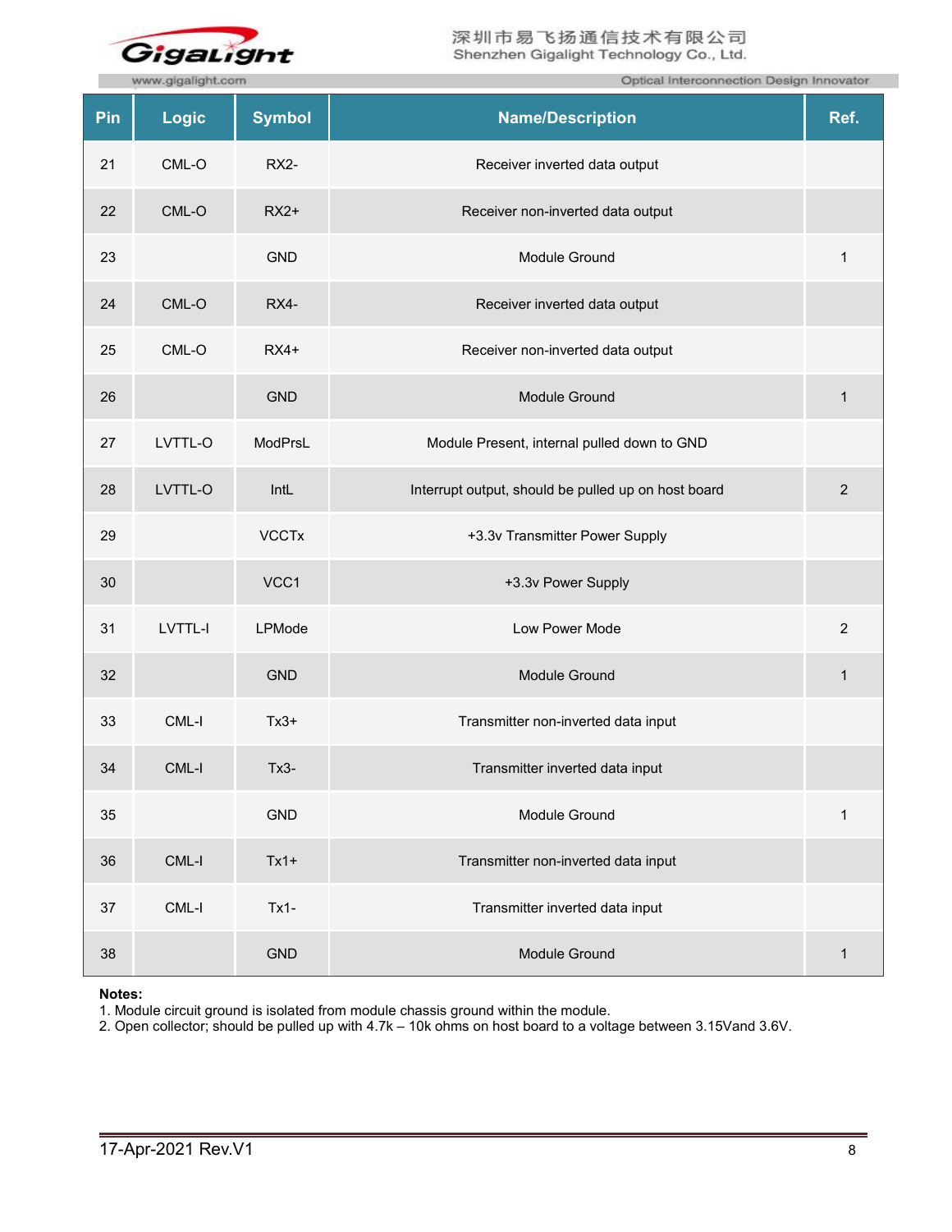| Pin | Logic | Symbol | Name/Description | Ref. |
|---|---|---|---|---|
| 21 | CML-O | RX2- | Receiver inverted data output | |
| 22 | CML-O | RX2+ | Receiver non-inverted data output | |
| 23 | | GND | Module Ground | 1 |
| 24 | CML-O | RX4- | Receiver inverted data output | |
| 25 | CML-O | RX4+ | Receiver non-inverted data output | |
| 26 | | GND | Module Ground | 1 |
| 27 | LVTTL-O | ModPrsL | Module Present, internal pulled down to GND | |
| 28 | LVTTL-O | IntL | Interrupt output, should be pulled up on host board | 2 |
| 29 | | VCCTx | +3.3v Transmitter Power Supply | |
| 30 | | VCC1 | +3.3v Power Supply | |
| 31 | LVTTL-I | LPMode | Low Power Mode | 2 |
| 32 | | GND | Module Ground | 1 |
| 33 | CML-I | Tx3+ | Transmitter non-inverted data input | |
| 34 | CML-I | Tx3- | Transmitter inverted data input | |
| 35 | | GND | Module Ground | 1 |
| 36 | CML-I | Tx1+ | Transmitter non-inverted data input | |
| 37 | CML-I | Tx1- | Transmitter inverted data input | |
| 38 | | GND | Module Ground | 1 |

**Notes:**
1. Module circuit ground is isolated from module chassis ground within the module.
2. Open collector; should be pulled up with 4.7k – 10k ohms on host board to a voltage between 3.15Vand 3.6V.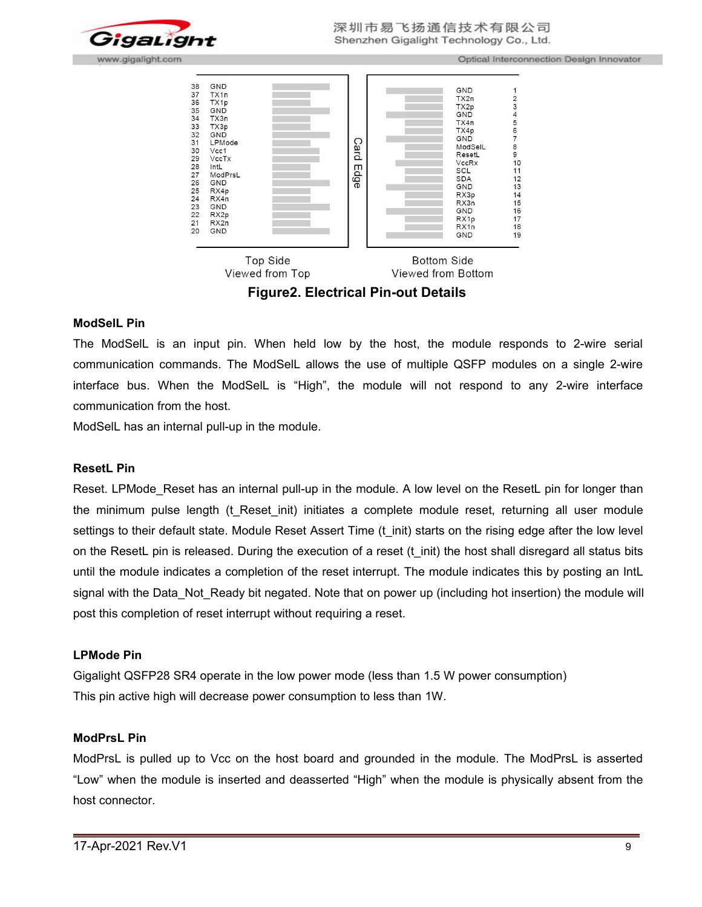| Pin | Top Side | | Bottom Side | Pin |
|---|---|---|---|---|
| 38 | GND | | GND | 1 |
| 37 | TX1n | | TX2n | 2 |
| 36 | TX1p | | TX2p | 3 |
| 35 | GND | | GND | 4 |
| 34 | TX3n | | TX4n | 5 |
| 33 | TX3p | | TX4p | 6 |
| 32 | GND | | GND | 7 |
| 31 | LPMode | | ModSelL | 8 |
| 30 | Vcc1 | | ResetL | 9 |
| 29 | VccTx | | VccRx | 10 |
| 28 | IntL | | SCL | 11 |
| 27 | ModPrsL | | SDA | 12 |
| 26 | GND | | GND | 13 |
| 25 | RX4p | | RX3p | 14 |
| 24 | RX4n | | RX3n | 15 |
| 23 | GND | | GND | 16 |
| 22 | RX2p | | RX1p | 17 |
| 21 | RX2n | | RX1n | 18 |
| 20 | GND | | GND | 19 |

Card Edge

Top Side
Viewed from Top

Bottom Side
Viewed from Bottom

**Figure2. Electrical Pin-out Details**

### ModSelL Pin

The ModSelL is an input pin. When held low by the host, the module responds to 2-wire serial communication commands. The ModSelL allows the use of multiple QSFP modules on a single 2-wire interface bus. When the ModSelL is "High", the module will not respond to any 2-wire interface communication from the host.

ModSelL has an internal pull-up in the module.

### ResetL Pin

Reset. LPMode_Reset has an internal pull-up in the module. A low level on the ResetL pin for longer than the minimum pulse length (t_Reset_init) initiates a complete module reset, returning all user module settings to their default state. Module Reset Assert Time (t_init) starts on the rising edge after the low level on the ResetL pin is released. During the execution of a reset (t_init) the host shall disregard all status bits until the module indicates a completion of the reset interrupt. The module indicates this by posting an IntL signal with the Data_Not_Ready bit negated. Note that on power up (including hot insertion) the module will post this completion of reset interrupt without requiring a reset.

### LPMode Pin

Gigalight QSFP28 SR4 operate in the low power mode (less than 1.5 W power consumption)

This pin active high will decrease power consumption to less than 1W.

### ModPrsL Pin

ModPrsL is pulled up to Vcc on the host board and grounded in the module. The ModPrsL is asserted "Low" when the module is inserted and deasserted "High" when the module is physically absent from the host connector.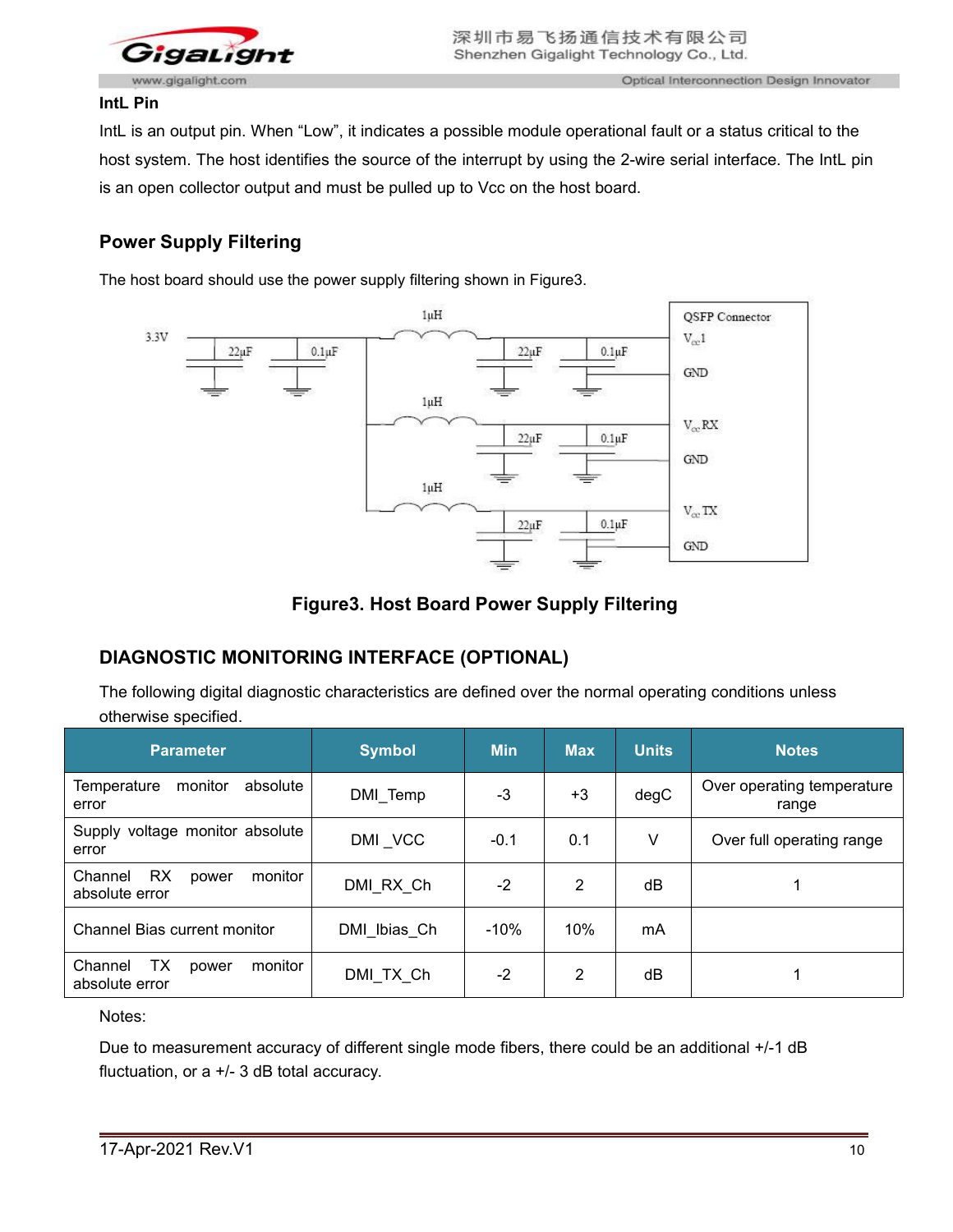### IntL Pin

IntL is an output pin. When “Low”, it indicates a possible module operational fault or a status critical to the host system. The host identifies the source of the interrupt by using the 2-wire serial interface. The IntL pin is an open collector output and must be pulled up to Vcc on the host board.

## Power Supply Filtering

The host board should use the power supply filtering shown in Figure3.

**Figure3. Host Board Power Supply Filtering**

## DIAGNOSTIC MONITORING INTERFACE (OPTIONAL)

The following digital diagnostic characteristics are defined over the normal operating conditions unless otherwise specified.

| Parameter | Symbol | Min | Max | Units | Notes |
|---|---|---|---|---|---|
| Temperature monitor absolute error | DMI_Temp | -3 | +3 | degC | Over operating temperature range |
| Supply voltage monitor absolute error | DMI _VCC | -0.1 | 0.1 | V | Over full operating range |
| Channel RX power monitor absolute error | DMI_RX_Ch | -2 | 2 | dB | 1 |
| Channel Bias current monitor | DMI_Ibias_Ch | -10% | 10% | mA | |
| Channel TX power monitor absolute error | DMI_TX_Ch | -2 | 2 | dB | 1 |

Notes:

Due to measurement accuracy of different single mode fibers, there could be an additional +/-1 dB fluctuation, or a +/- 3 dB total accuracy.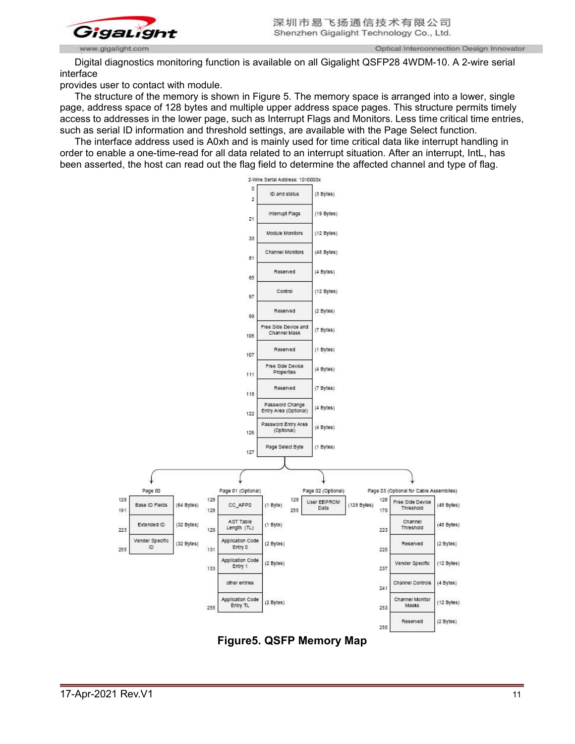Digital diagnostics monitoring function is available on all Gigalight QSFP28 4WDM-10. A 2-wire serial interface
provides user to contact with module.

The structure of the memory is shown in Figure 5. The memory space is arranged into a lower, single page, address space of 128 bytes and multiple upper address space pages. This structure permits timely access to addresses in the lower page, such as Interrupt Flags and Monitors. Less time critical time entries, such as serial ID information and threshold settings, are available with the Page Select function.

The interface address used is A0xh and is mainly used for time critical data like interrupt handling in order to enable a one-time-read for all data related to an interrupt situation. After an interrupt, IntL, has been asserted, the host can read out the flag field to determine the affected channel and type of flag.

2-Wire Serial Address: 1010000x

| Address | Field | Size |
|---|---|---|
| 0–2 | ID and status | (3 Bytes) |
| 3–21 | Interrupt Flags | (19 Bytes) |
| 22–33 | Module Monitors | (12 Bytes) |
| 34–81 | Channel Monitors | (48 Bytes) |
| 82–85 | Reserved | (4 Bytes) |
| 86–97 | Control | (12 Bytes) |
| 98–99 | Reserved | (2 Bytes) |
| 100–106 | Free Side Device and Channel Mask | (7 Bytes) |
| 107 | Reserved | (1 Bytes) |
| 108–111 | Free Side Device Properties | (4 Bytes) |
| 112–118 | Reserved | (7 Bytes) |
| 119–122 | Password Change Entry Area (Optional) | (4 Bytes) |
| 123–126 | Password Entry Area (Optional) | (4 Bytes) |
| 127 | Page Select Byte | (1 Bytes) |

Page 00

| Address | Field | Size |
|---|---|---|
| 128–191 | Base ID Fields | (64 Bytes) |
| 192–223 | Extended ID | (32 Bytes) |
| 224–255 | Vender Specific ID | (32 Bytes) |

Page 01 (Optional)

| Address | Field | Size |
|---|---|---|
| 128 | CC_APPS | (1 Byte) |
| 129 | AST Table Length (TL) | (1 Byte) |
| 130–131 | Application Code Entry 0 | (2 Bytes) |
| 132–133 | Application Code Entry 1 | (2 Bytes) |
| | other entries | |
| –255 | Application Code Entry TL | (2 Bytes) |

Page 02 (Optional)

| Address | Field | Size |
|---|---|---|
| 128–255 | User EEPROM Data | (128 Bytes) |

Page 03 (Optional for Cable Assemblies)

| Address | Field | Size |
|---|---|---|
| 128–175 | Free Side Device Threshold | (48 Bytes) |
| 176–223 | Channel Threshold | (48 Bytes) |
| 224–225 | Reserved | (2 Bytes) |
| 226–237 | Vender Specific | (12 Bytes) |
| 238–241 | Channel Controls | (4 Bytes) |
| 242–253 | Channel Monitor Masks | (12 Bytes) |
| 254–255 | Reserved | (2 Bytes) |

**Figure5. QSFP Memory Map**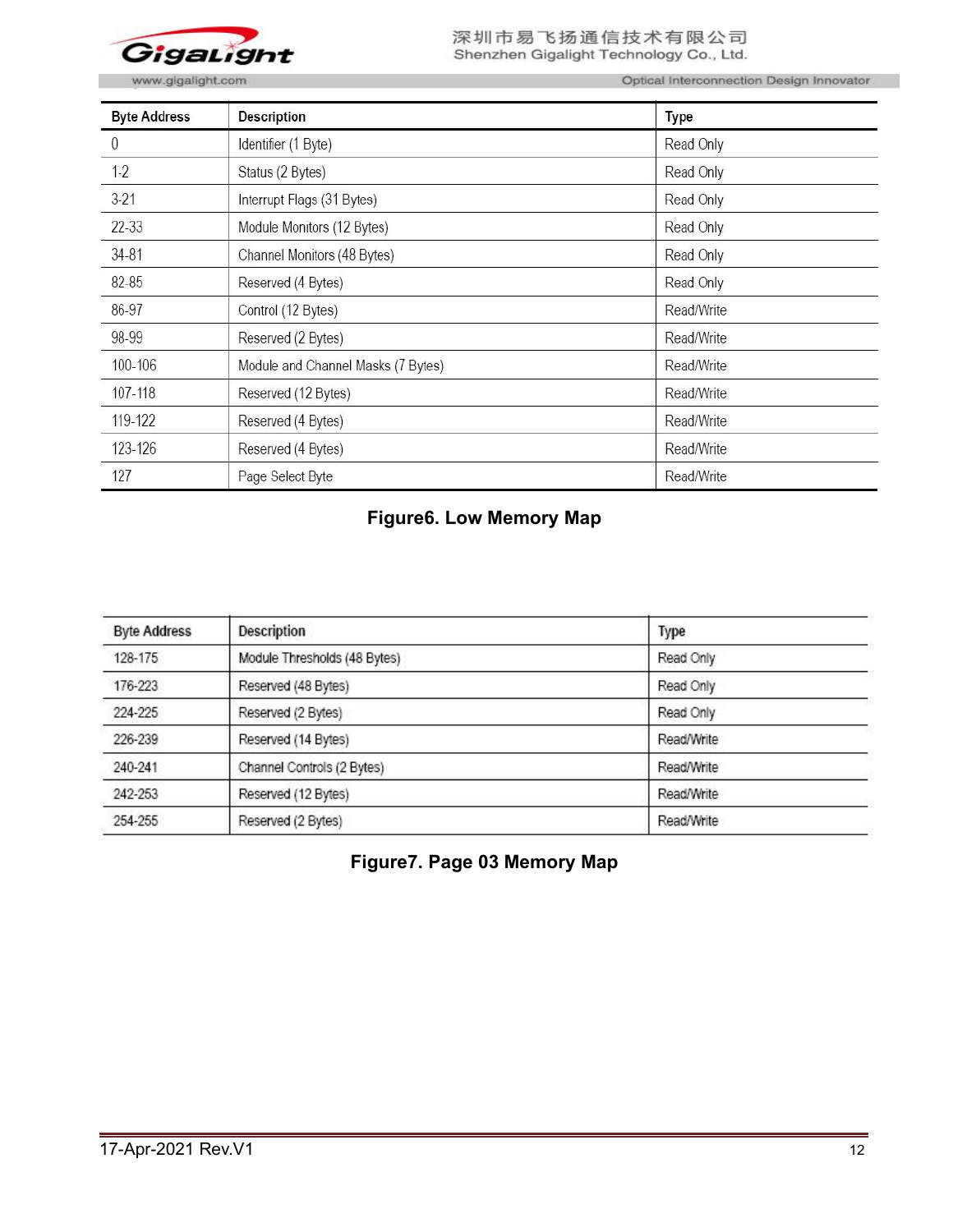| Byte Address | Description | Type |
|---|---|---|
| 0 | Identifier (1 Byte) | Read Only |
| 1-2 | Status (2 Bytes) | Read Only |
| 3-21 | Interrupt Flags (31 Bytes) | Read Only |
| 22-33 | Module Monitors (12 Bytes) | Read Only |
| 34-81 | Channel Monitors (48 Bytes) | Read Only |
| 82-85 | Reserved (4 Bytes) | Read Only |
| 86-97 | Control (12 Bytes) | Read/Write |
| 98-99 | Reserved (2 Bytes) | Read/Write |
| 100-106 | Module and Channel Masks (7 Bytes) | Read/Write |
| 107-118 | Reserved (12 Bytes) | Read/Write |
| 119-122 | Reserved (4 Bytes) | Read/Write |
| 123-126 | Reserved (4 Bytes) | Read/Write |
| 127 | Page Select Byte | Read/Write |

**Figure6. Low Memory Map**

| Byte Address | Description | Type |
|---|---|---|
| 128-175 | Module Thresholds (48 Bytes) | Read Only |
| 176-223 | Reserved (48 Bytes) | Read Only |
| 224-225 | Reserved (2 Bytes) | Read Only |
| 226-239 | Reserved (14 Bytes) | Read/Write |
| 240-241 | Channel Controls (2 Bytes) | Read/Write |
| 242-253 | Reserved (12 Bytes) | Read/Write |
| 254-255 | Reserved (2 Bytes) | Read/Write |

**Figure7. Page 03 Memory Map**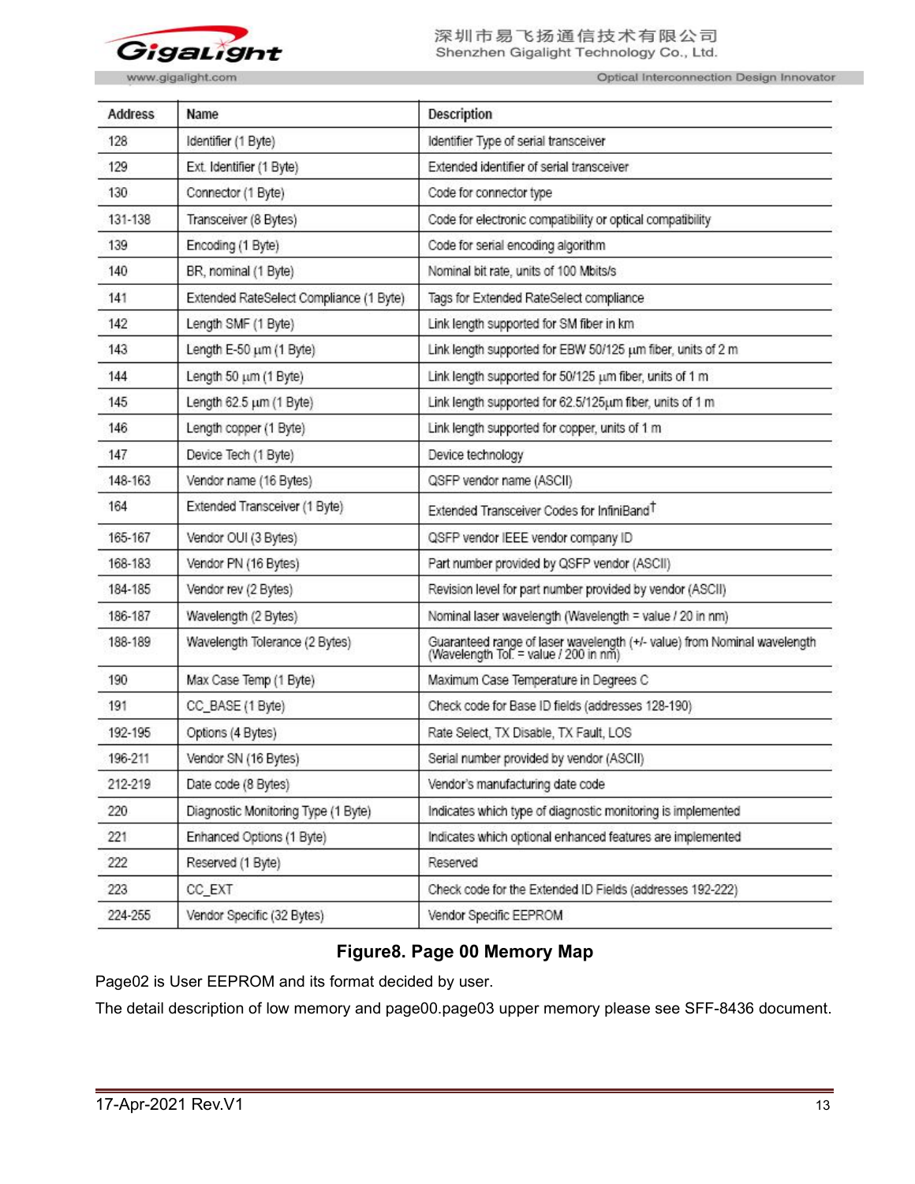| Address | Name | Description |
|---|---|---|
| 128 | Identifier (1 Byte) | Identifier Type of serial transceiver |
| 129 | Ext. Identifier (1 Byte) | Extended identifier of serial transceiver |
| 130 | Connector (1 Byte) | Code for connector type |
| 131-138 | Transceiver (8 Bytes) | Code for electronic compatibility or optical compatibility |
| 139 | Encoding (1 Byte) | Code for serial encoding algorithm |
| 140 | BR, nominal (1 Byte) | Nominal bit rate, units of 100 Mbits/s |
| 141 | Extended RateSelect Compliance (1 Byte) | Tags for Extended RateSelect compliance |
| 142 | Length SMF (1 Byte) | Link length supported for SM fiber in km |
| 143 | Length E-50 μm (1 Byte) | Link length supported for EBW 50/125 μm fiber, units of 2 m |
| 144 | Length 50 μm (1 Byte) | Link length supported for 50/125 μm fiber, units of 1 m |
| 145 | Length 62.5 μm (1 Byte) | Link length supported for 62.5/125μm fiber, units of 1 m |
| 146 | Length copper (1 Byte) | Link length supported for copper, units of 1 m |
| 147 | Device Tech (1 Byte) | Device technology |
| 148-163 | Vendor name (16 Bytes) | QSFP vendor name (ASCII) |
| 164 | Extended Transceiver (1 Byte) | Extended Transceiver Codes for InfiniBand† |
| 165-167 | Vendor OUI (3 Bytes) | QSFP vendor IEEE vendor company ID |
| 168-183 | Vendor PN (16 Bytes) | Part number provided by QSFP vendor (ASCII) |
| 184-185 | Vendor rev (2 Bytes) | Revision level for part number provided by vendor (ASCII) |
| 186-187 | Wavelength (2 Bytes) | Nominal laser wavelength (Wavelength = value / 20 in nm) |
| 188-189 | Wavelength Tolerance (2 Bytes) | Guaranteed range of laser wavelength (+/- value) from Nominal wavelength (Wavelength Tol. = value / 200 in nm) |
| 190 | Max Case Temp (1 Byte) | Maximum Case Temperature in Degrees C |
| 191 | CC_BASE (1 Byte) | Check code for Base ID fields (addresses 128-190) |
| 192-195 | Options (4 Bytes) | Rate Select, TX Disable, TX Fault, LOS |
| 196-211 | Vendor SN (16 Bytes) | Serial number provided by vendor (ASCII) |
| 212-219 | Date code (8 Bytes) | Vendor's manufacturing date code |
| 220 | Diagnostic Monitoring Type (1 Byte) | Indicates which type of diagnostic monitoring is implemented |
| 221 | Enhanced Options (1 Byte) | Indicates which optional enhanced features are implemented |
| 222 | Reserved (1 Byte) | Reserved |
| 223 | CC_EXT | Check code for the Extended ID Fields (addresses 192-222) |
| 224-255 | Vendor Specific (32 Bytes) | Vendor Specific EEPROM |

**Figure8. Page 00 Memory Map**

Page02 is User EEPROM and its format decided by user.

The detail description of low memory and page00.page03 upper memory please see SFF-8436 document.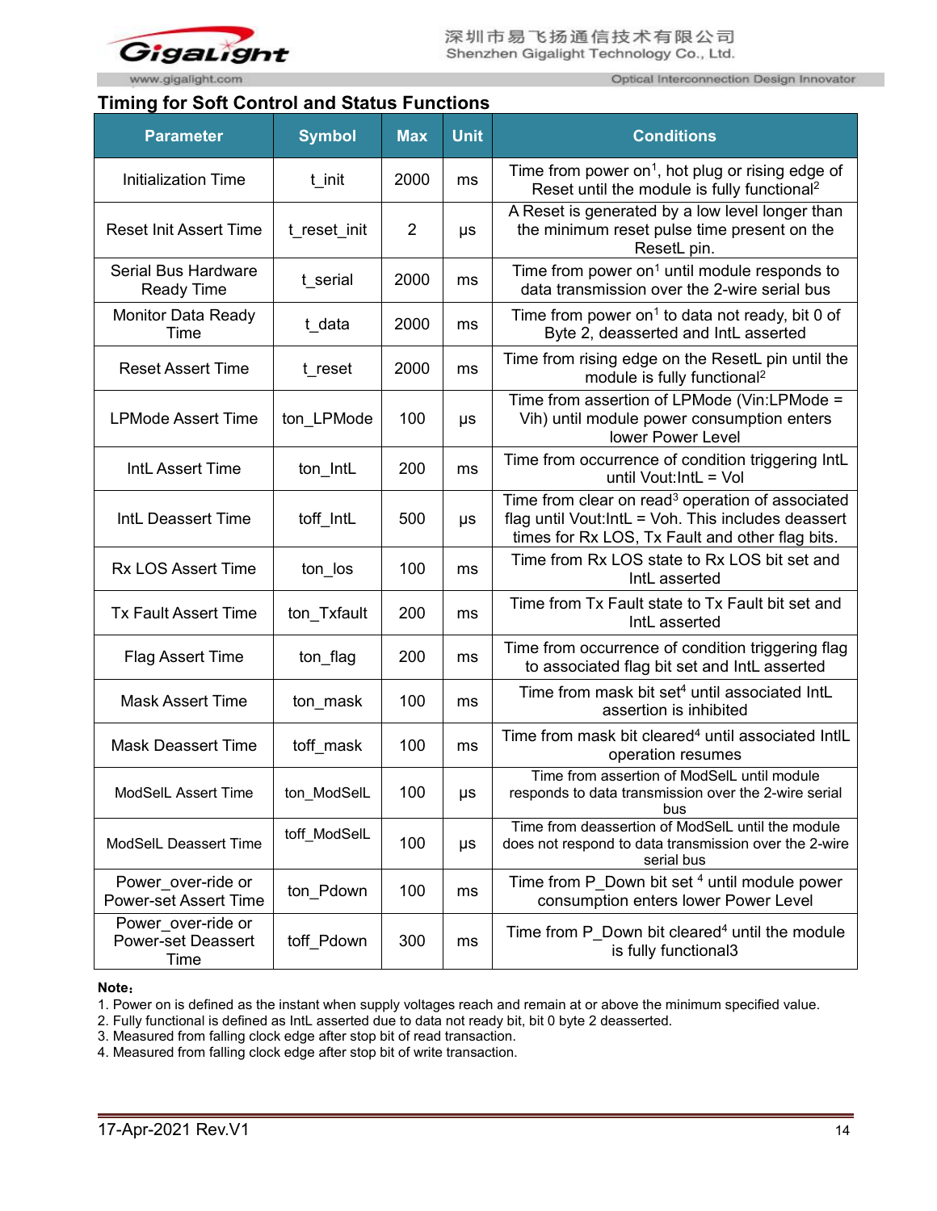## Timing for Soft Control and Status Functions

| Parameter | Symbol | Max | Unit | Conditions |
|---|---|---|---|---|
| Initialization Time | t_init | 2000 | ms | Time from power on[1], hot plug or rising edge of Reset until the module is fully functional[2] |
| Reset Init Assert Time | t_reset_init | 2 | μs | A Reset is generated by a low level longer than the minimum reset pulse time present on the ResetL pin. |
| Serial Bus Hardware Ready Time | t_serial | 2000 | ms | Time from power on[1] until module responds to data transmission over the 2-wire serial bus |
| Monitor Data Ready Time | t_data | 2000 | ms | Time from power on[1] to data not ready, bit 0 of Byte 2, deasserted and IntL asserted |
| Reset Assert Time | t_reset | 2000 | ms | Time from rising edge on the ResetL pin until the module is fully functional[2] |
| LPMode Assert Time | ton_LPMode | 100 | μs | Time from assertion of LPMode (Vin:LPMode = Vih) until module power consumption enters lower Power Level |
| IntL Assert Time | ton_IntL | 200 | ms | Time from occurrence of condition triggering IntL until Vout:IntL = Vol |
| IntL Deassert Time | toff_IntL | 500 | μs | Time from clear on read[3] operation of associated flag until Vout:IntL = Voh. This includes deassert times for Rx LOS, Tx Fault and other flag bits. |
| Rx LOS Assert Time | ton_los | 100 | ms | Time from Rx LOS state to Rx LOS bit set and IntL asserted |
| Tx Fault Assert Time | ton_Txfault | 200 | ms | Time from Tx Fault state to Tx Fault bit set and IntL asserted |
| Flag Assert Time | ton_flag | 200 | ms | Time from occurrence of condition triggering flag to associated flag bit set and IntL asserted |
| Mask Assert Time | ton_mask | 100 | ms | Time from mask bit set[4] until associated IntL assertion is inhibited |
| Mask Deassert Time | toff_mask | 100 | ms | Time from mask bit cleared[4] until associated IntlL operation resumes |
| ModSelL Assert Time | ton_ModSelL | 100 | μs | Time from assertion of ModSelL until module responds to data transmission over the 2-wire serial bus |
| ModSelL Deassert Time | toff_ModSelL | 100 | μs | Time from deassertion of ModSelL until the module does not respond to data transmission over the 2-wire serial bus |
| Power_over-ride or Power-set Assert Time | ton_Pdown | 100 | ms | Time from P_Down bit set [4] until module power consumption enters lower Power Level |
| Power_over-ride or Power-set Deassert Time | toff_Pdown | 300 | ms | Time from P_Down bit cleared[4] until the module is fully functional3 |

**Note：**

1. Power on is defined as the instant when supply voltages reach and remain at or above the minimum specified value.
2. Fully functional is defined as IntL asserted due to data not ready bit, bit 0 byte 2 deasserted.
3. Measured from falling clock edge after stop bit of read transaction.
4. Measured from falling clock edge after stop bit of write transaction.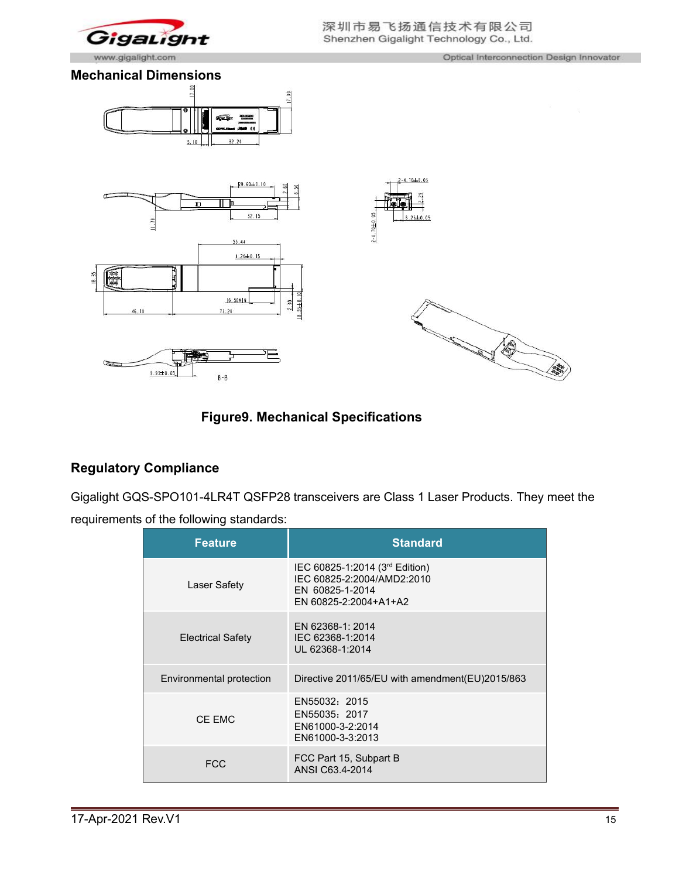## Mechanical Dimensions

Figure9. Mechanical Specifications

## Regulatory Compliance

Gigalight GQS-SPO101-4LR4T QSFP28 transceivers are Class 1 Laser Products. They meet the requirements of the following standards:

| Feature | Standard |
|---|---|
| Laser Safety | IEC 60825-1:2014 (3rd Edition)<br>IEC 60825-2:2004/AMD2:2010<br>EN 60825-1-2014<br>EN 60825-2:2004+A1+A2 |
| Electrical Safety | EN 62368-1: 2014<br>IEC 62368-1:2014<br>UL 62368-1:2014 |
| Environmental protection | Directive 2011/65/EU with amendment(EU)2015/863 |
| CE EMC | EN55032：2015<br>EN55035：2017<br>EN61000-3-2:2014<br>EN61000-3-3:2013 |
| FCC | FCC Part 15, Subpart B<br>ANSI C63.4-2014 |

17-Apr-2021 Rev.V1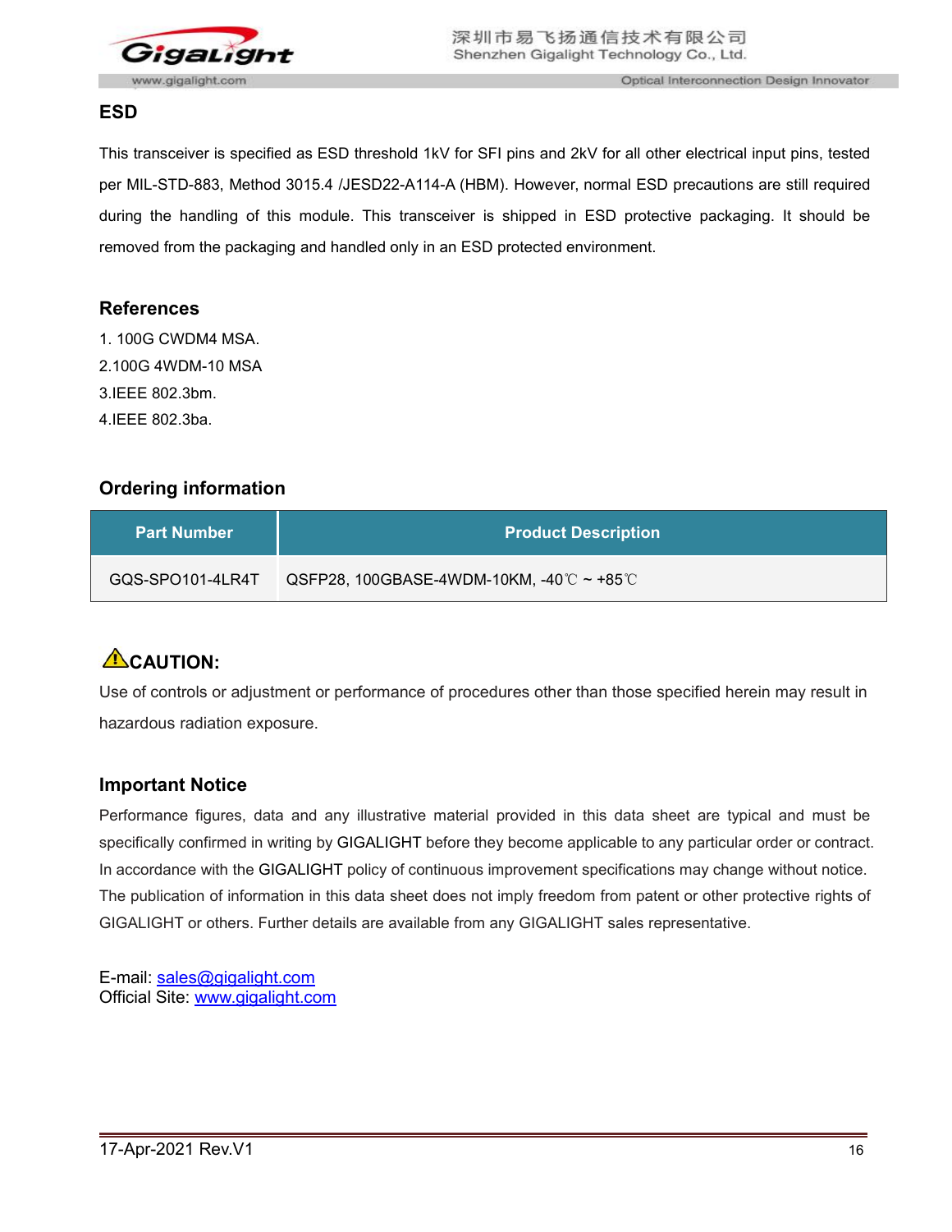## ESD

This transceiver is specified as ESD threshold 1kV for SFI pins and 2kV for all other electrical input pins, tested per MIL-STD-883, Method 3015.4 /JESD22-A114-A (HBM). However, normal ESD precautions are still required during the handling of this module. This transceiver is shipped in ESD protective packaging. It should be removed from the packaging and handled only in an ESD protected environment.

## References

1. 100G CWDM4 MSA.
2. 100G 4WDM-10 MSA
3. IEEE 802.3bm.
4. IEEE 802.3ba.

## Ordering information

| Part Number | Product Description |
|---|---|
| GQS-SPO101-4LR4T | QSFP28, 100GBASE-4WDM-10KM, -40℃ ~ +85℃ |

## ⚠CAUTION:

Use of controls or adjustment or performance of procedures other than those specified herein may result in hazardous radiation exposure.

## Important Notice

Performance figures, data and any illustrative material provided in this data sheet are typical and must be specifically confirmed in writing by GIGALIGHT before they become applicable to any particular order or contract. In accordance with the GIGALIGHT policy of continuous improvement specifications may change without notice. The publication of information in this data sheet does not imply freedom from patent or other protective rights of GIGALIGHT or others. Further details are available from any GIGALIGHT sales representative.

E-mail: sales@gigalight.com
Official Site: www.gigalight.com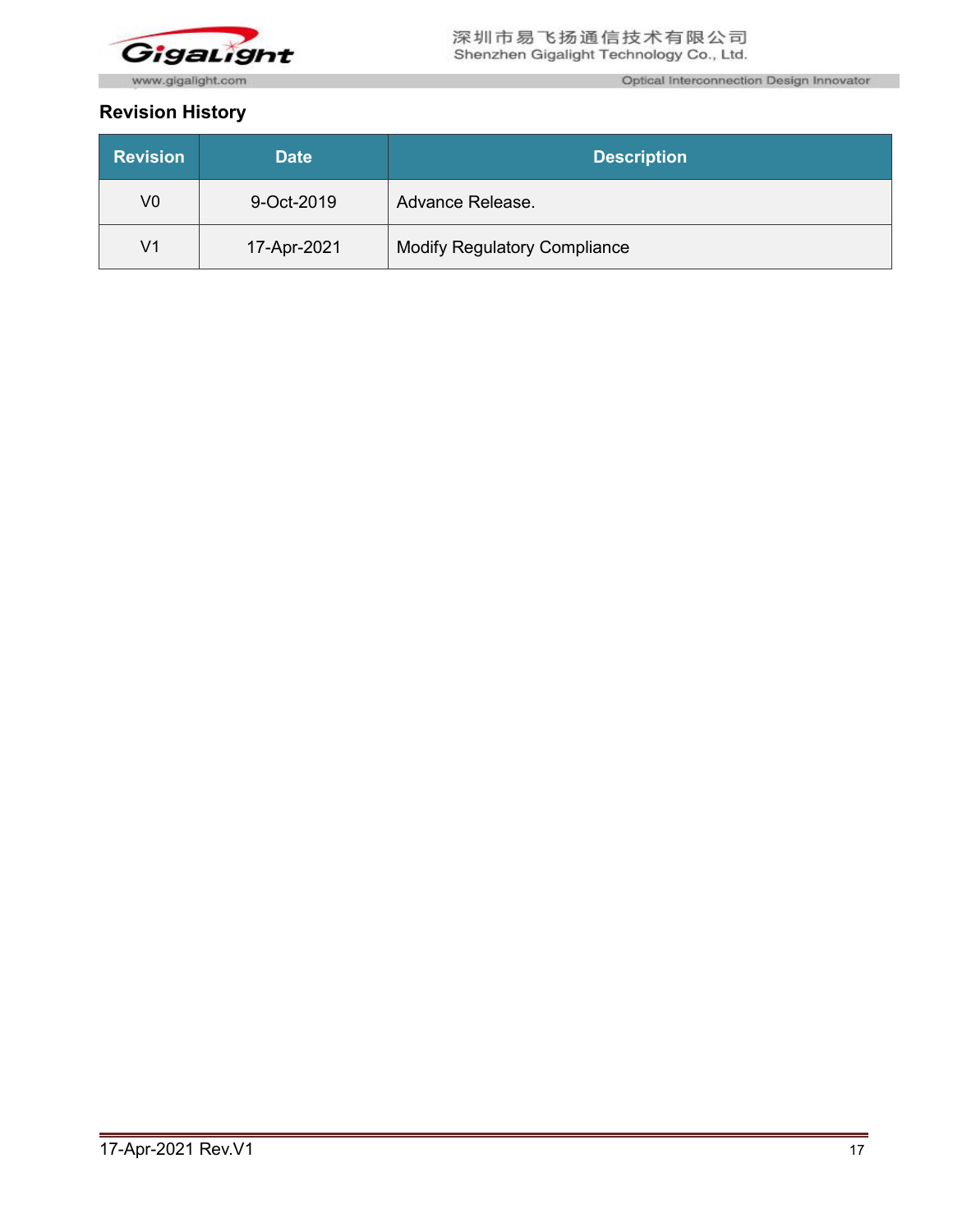## Revision History

| Revision | Date | Description |
|---|---|---|
| V0 | 9-Oct-2019 | Advance Release. |
| V1 | 17-Apr-2021 | Modify Regulatory Compliance |